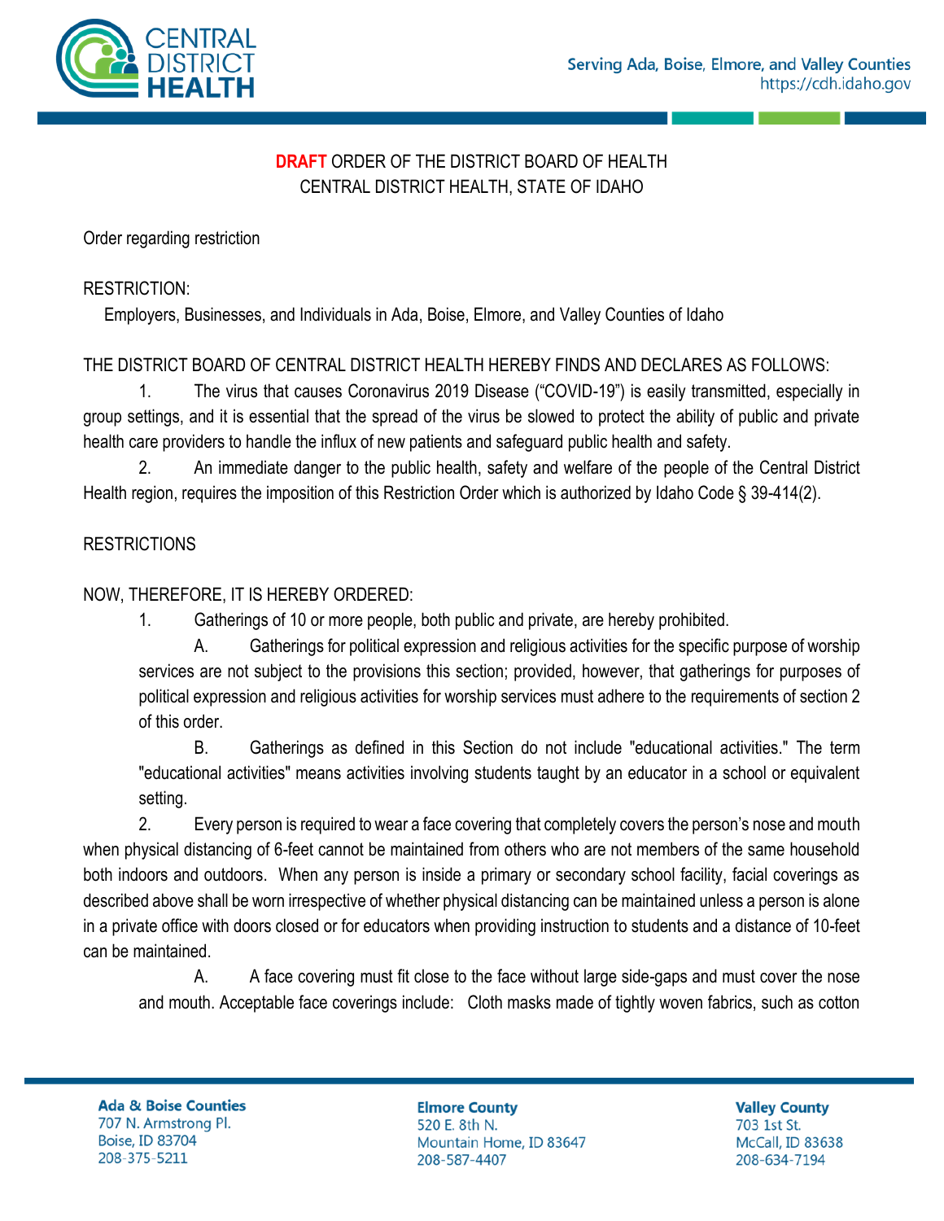**DRAFT** ORDER OF THE DISTRICT BOARD OF HEALTH
CENTRAL DISTRICT HEALTH, STATE OF IDAHO

Order regarding restriction

RESTRICTION:

Employers, Businesses, and Individuals in Ada, Boise, Elmore, and Valley Counties of Idaho

THE DISTRICT BOARD OF CENTRAL DISTRICT HEALTH HEREBY FINDS AND DECLARES AS FOLLOWS:

1. The virus that causes Coronavirus 2019 Disease ("COVID-19") is easily transmitted, especially in group settings, and it is essential that the spread of the virus be slowed to protect the ability of public and private health care providers to handle the influx of new patients and safeguard public health and safety.

2. An immediate danger to the public health, safety and welfare of the people of the Central District Health region, requires the imposition of this Restriction Order which is authorized by Idaho Code § 39-414(2).

RESTRICTIONS

NOW, THEREFORE, IT IS HEREBY ORDERED:

1. Gatherings of 10 or more people, both public and private, are hereby prohibited.

   A. Gatherings for political expression and religious activities for the specific purpose of worship services are not subject to the provisions this section; provided, however, that gatherings for purposes of political expression and religious activities for worship services must adhere to the requirements of section 2 of this order.

   B. Gatherings as defined in this Section do not include "educational activities." The term "educational activities" means activities involving students taught by an educator in a school or equivalent setting.

2. Every person is required to wear a face covering that completely covers the person's nose and mouth when physical distancing of 6-feet cannot be maintained from others who are not members of the same household both indoors and outdoors. When any person is inside a primary or secondary school facility, facial coverings as described above shall be worn irrespective of whether physical distancing can be maintained unless a person is alone in a private office with doors closed or for educators when providing instruction to students and a distance of 10-feet can be maintained.

   A. A face covering must fit close to the face without large side-gaps and must cover the nose and mouth. Acceptable face coverings include: Cloth masks made of tightly woven fabrics, such as cotton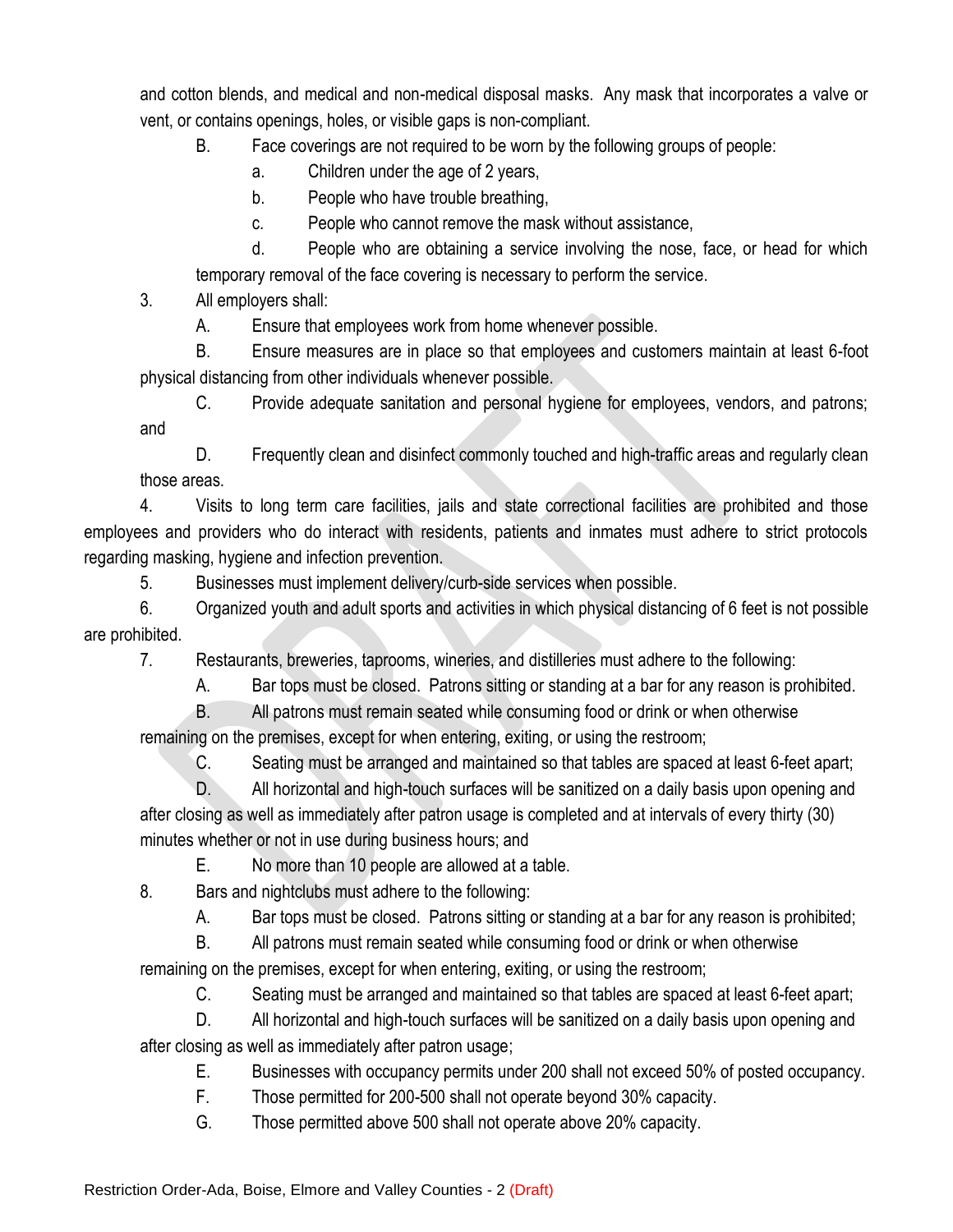and cotton blends, and medical and non-medical disposal masks. Any mask that incorporates a valve or vent, or contains openings, holes, or visible gaps is non-compliant.

B. Face coverings are not required to be worn by the following groups of people:

a. Children under the age of 2 years,

b. People who have trouble breathing,

c. People who cannot remove the mask without assistance,

d. People who are obtaining a service involving the nose, face, or head for which temporary removal of the face covering is necessary to perform the service.

3. All employers shall:

A. Ensure that employees work from home whenever possible.

B. Ensure measures are in place so that employees and customers maintain at least 6-foot physical distancing from other individuals whenever possible.

C. Provide adequate sanitation and personal hygiene for employees, vendors, and patrons; and

D. Frequently clean and disinfect commonly touched and high-traffic areas and regularly clean those areas.

4. Visits to long term care facilities, jails and state correctional facilities are prohibited and those employees and providers who do interact with residents, patients and inmates must adhere to strict protocols regarding masking, hygiene and infection prevention.

5. Businesses must implement delivery/curb-side services when possible.

6. Organized youth and adult sports and activities in which physical distancing of 6 feet is not possible are prohibited.

7. Restaurants, breweries, taprooms, wineries, and distilleries must adhere to the following:

A. Bar tops must be closed. Patrons sitting or standing at a bar for any reason is prohibited.

B. All patrons must remain seated while consuming food or drink or when otherwise remaining on the premises, except for when entering, exiting, or using the restroom;

C. Seating must be arranged and maintained so that tables are spaced at least 6-feet apart;

D. All horizontal and high-touch surfaces will be sanitized on a daily basis upon opening and after closing as well as immediately after patron usage is completed and at intervals of every thirty (30) minutes whether or not in use during business hours; and

E. No more than 10 people are allowed at a table.

8. Bars and nightclubs must adhere to the following:

A. Bar tops must be closed. Patrons sitting or standing at a bar for any reason is prohibited;

B. All patrons must remain seated while consuming food or drink or when otherwise remaining on the premises, except for when entering, exiting, or using the restroom;

C. Seating must be arranged and maintained so that tables are spaced at least 6-feet apart;

D. All horizontal and high-touch surfaces will be sanitized on a daily basis upon opening and after closing as well as immediately after patron usage;

E. Businesses with occupancy permits under 200 shall not exceed 50% of posted occupancy.

F. Those permitted for 200-500 shall not operate beyond 30% capacity.

G. Those permitted above 500 shall not operate above 20% capacity.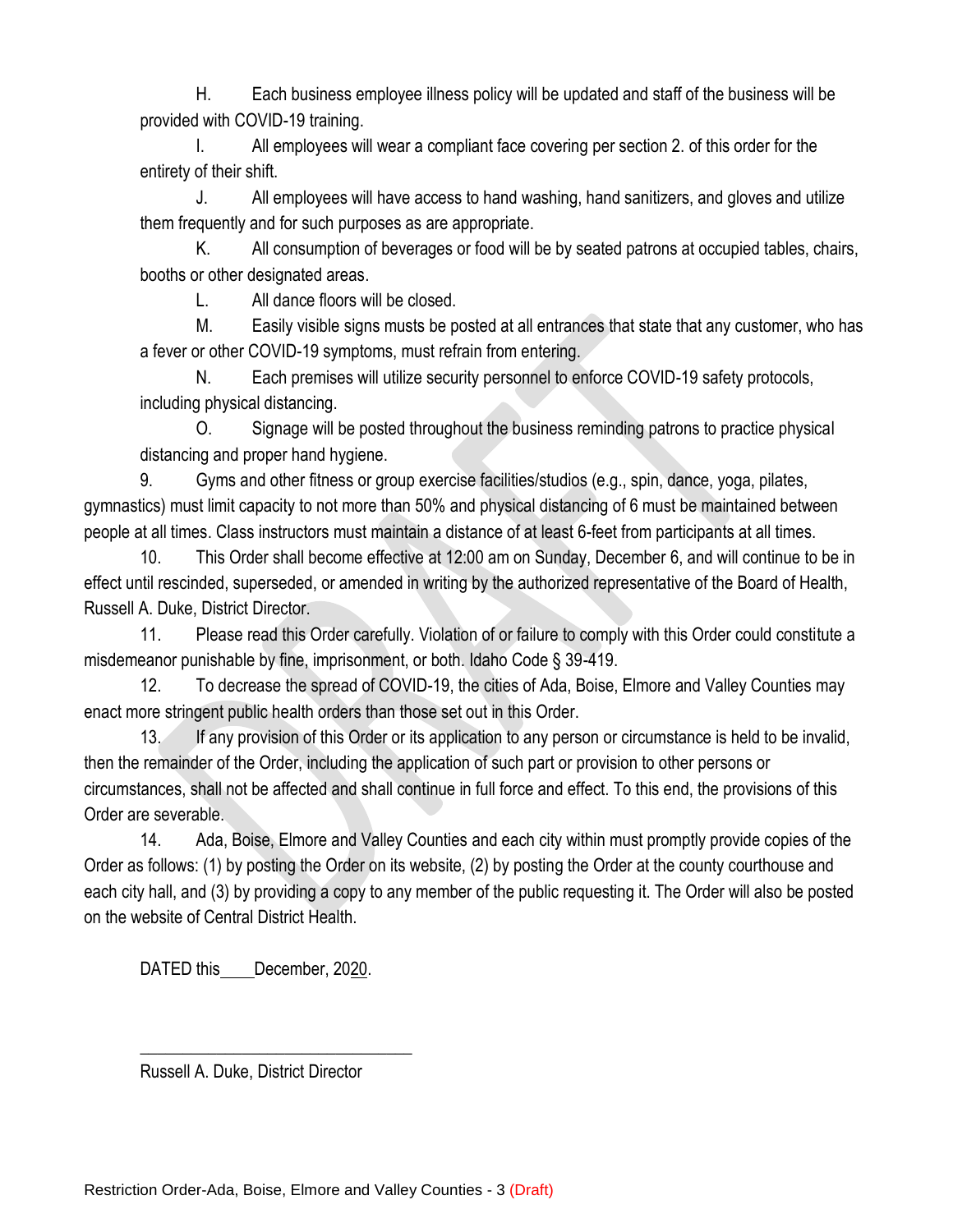H. Each business employee illness policy will be updated and staff of the business will be provided with COVID-19 training.

I. All employees will wear a compliant face covering per section 2. of this order for the entirety of their shift.

J. All employees will have access to hand washing, hand sanitizers, and gloves and utilize them frequently and for such purposes as are appropriate.

K. All consumption of beverages or food will be by seated patrons at occupied tables, chairs, booths or other designated areas.

L. All dance floors will be closed.

M. Easily visible signs musts be posted at all entrances that state that any customer, who has a fever or other COVID-19 symptoms, must refrain from entering.

N. Each premises will utilize security personnel to enforce COVID-19 safety protocols, including physical distancing.

O. Signage will be posted throughout the business reminding patrons to practice physical distancing and proper hand hygiene.

9. Gyms and other fitness or group exercise facilities/studios (e.g., spin, dance, yoga, pilates, gymnastics) must limit capacity to not more than 50% and physical distancing of 6 must be maintained between people at all times. Class instructors must maintain a distance of at least 6-feet from participants at all times.

10. This Order shall become effective at 12:00 am on Sunday, December 6, and will continue to be in effect until rescinded, superseded, or amended in writing by the authorized representative of the Board of Health, Russell A. Duke, District Director.

11. Please read this Order carefully. Violation of or failure to comply with this Order could constitute a misdemeanor punishable by fine, imprisonment, or both. Idaho Code § 39-419.

12. To decrease the spread of COVID-19, the cities of Ada, Boise, Elmore and Valley Counties may enact more stringent public health orders than those set out in this Order.

13. If any provision of this Order or its application to any person or circumstance is held to be invalid, then the remainder of the Order, including the application of such part or provision to other persons or circumstances, shall not be affected and shall continue in full force and effect. To this end, the provisions of this Order are severable.

14. Ada, Boise, Elmore and Valley Counties and each city within must promptly provide copies of the Order as follows: (1) by posting the Order on its website, (2) by posting the Order at the county courthouse and each city hall, and (3) by providing a copy to any member of the public requesting it. The Order will also be posted on the website of Central District Health.

DATED this____December, 2020.

________________________________

Russell A. Duke, District Director